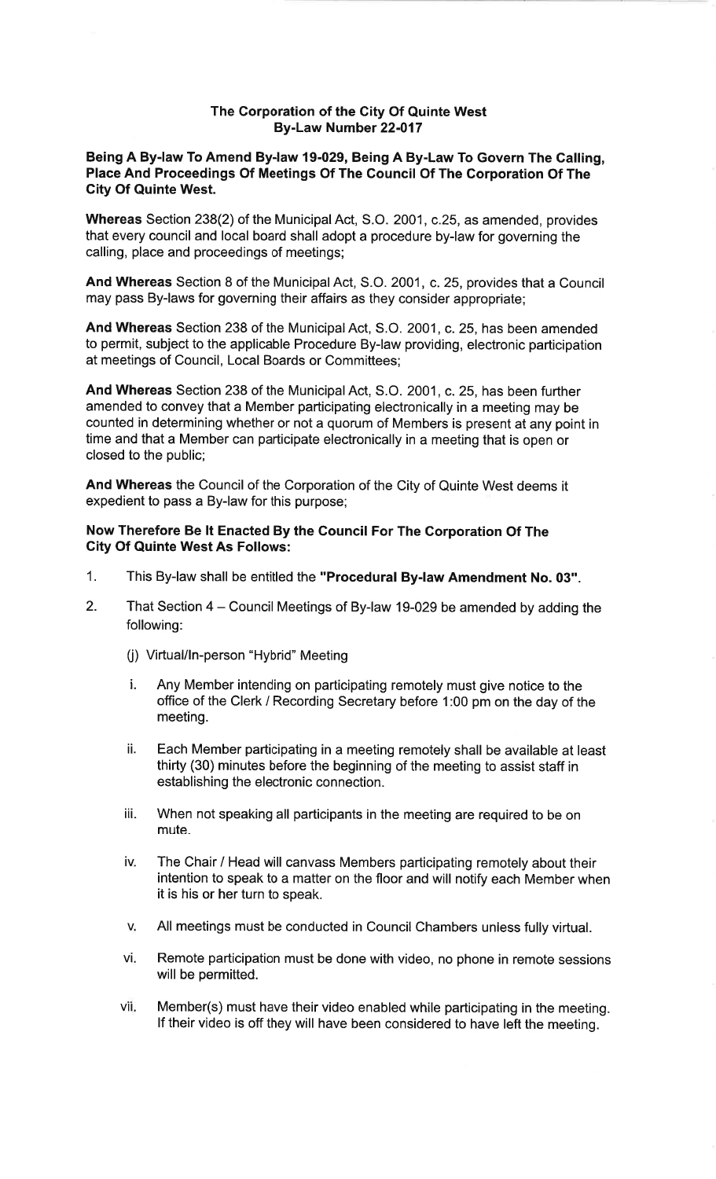# The Corporation of the City Of Quinte West
## By-Law Number 22-017

**Being A By-law To Amend By-law 19-029, Being A By-Law To Govern The Calling, Place And Proceedings Of Meetings Of The Council Of The Corporation Of The City Of Quinte West.**

**Whereas** Section 238(2) of the Municipal Act, S.O. 2001, c.25, as amended, provides that every council and local board shall adopt a procedure by-law for governing the calling, place and proceedings of meetings;

**And Whereas** Section 8 of the Municipal Act, S.O. 2001, c. 25, provides that a Council may pass By-laws for governing their affairs as they consider appropriate;

**And Whereas** Section 238 of the Municipal Act, S.O. 2001, c. 25, has been amended to permit, subject to the applicable Procedure By-law providing, electronic participation at meetings of Council, Local Boards or Committees;

**And Whereas** Section 238 of the Municipal Act, S.O. 2001, c. 25, has been further amended to convey that a Member participating electronically in a meeting may be counted in determining whether or not a quorum of Members is present at any point in time and that a Member can participate electronically in a meeting that is open or closed to the public;

**And Whereas** the Council of the Corporation of the City of Quinte West deems it expedient to pass a By-law for this purpose;

**Now Therefore Be It Enacted By the Council For The Corporation Of The City Of Quinte West As Follows:**

1. This By-law shall be entitled the **"Procedural By-law Amendment No. 03"**.

2. That Section 4 – Council Meetings of By-law 19-029 be amended by adding the following:

   (j) Virtual/In-person "Hybrid" Meeting

   i. Any Member intending on participating remotely must give notice to the office of the Clerk / Recording Secretary before 1:00 pm on the day of the meeting.

   ii. Each Member participating in a meeting remotely shall be available at least thirty (30) minutes before the beginning of the meeting to assist staff in establishing the electronic connection.

   iii. When not speaking all participants in the meeting are required to be on mute.

   iv. The Chair / Head will canvass Members participating remotely about their intention to speak to a matter on the floor and will notify each Member when it is his or her turn to speak.

   v. All meetings must be conducted in Council Chambers unless fully virtual.

   vi. Remote participation must be done with video, no phone in remote sessions will be permitted.

   vii. Member(s) must have their video enabled while participating in the meeting. If their video is off they will have been considered to have left the meeting.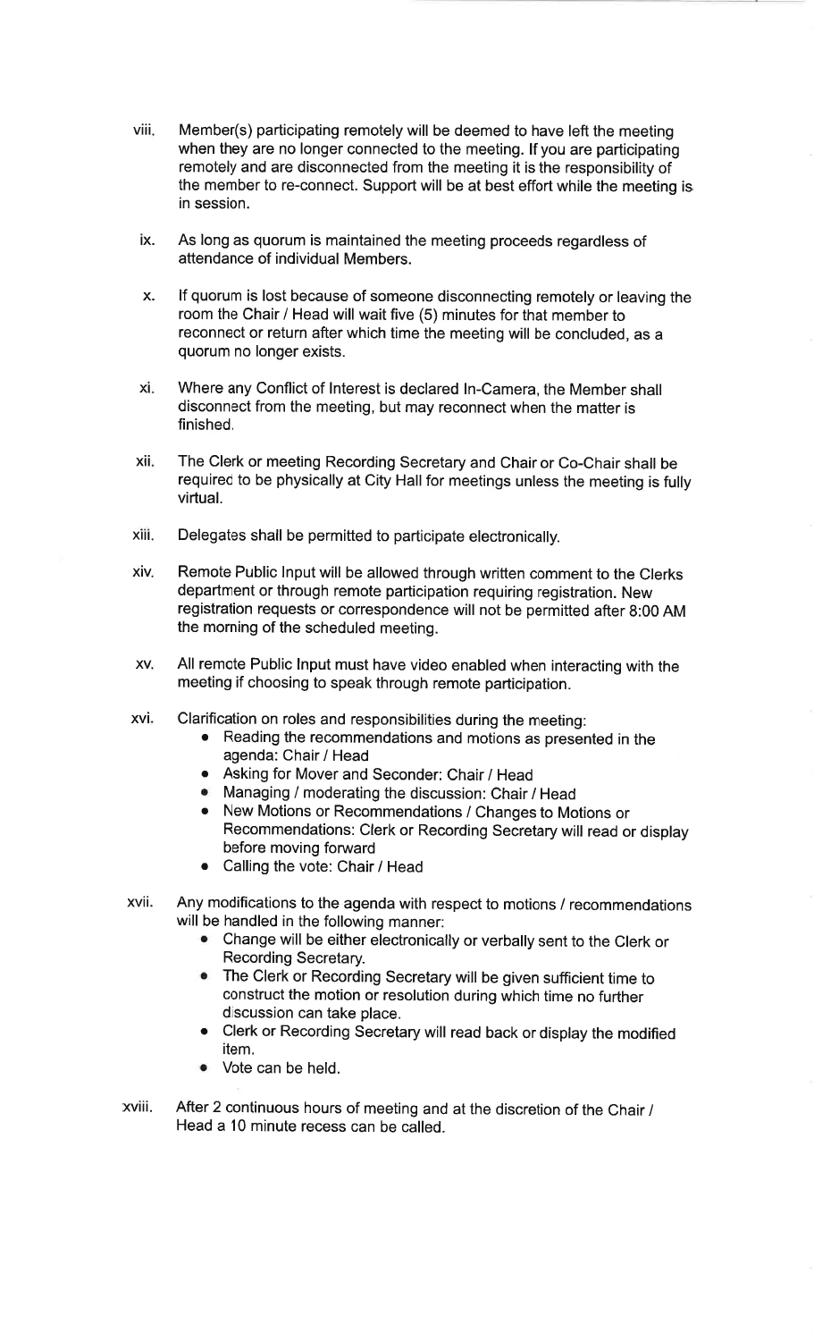viii. Member(s) participating remotely will be deemed to have left the meeting when they are no longer connected to the meeting. If you are participating remotely and are disconnected from the meeting it is the responsibility of the member to re-connect. Support will be at best effort while the meeting is in session.

ix. As long as quorum is maintained the meeting proceeds regardless of attendance of individual Members.

x. If quorum is lost because of someone disconnecting remotely or leaving the room the Chair / Head will wait five (5) minutes for that member to reconnect or return after which time the meeting will be concluded, as a quorum no longer exists.

xi. Where any Conflict of Interest is declared In-Camera, the Member shall disconnect from the meeting, but may reconnect when the matter is finished.

xii. The Clerk or meeting Recording Secretary and Chair or Co-Chair shall be required to be physically at City Hall for meetings unless the meeting is fully virtual.

xiii. Delegates shall be permitted to participate electronically.

xiv. Remote Public Input will be allowed through written comment to the Clerks department or through remote participation requiring registration. New registration requests or correspondence will not be permitted after 8:00 AM the morning of the scheduled meeting.

xv. All remote Public Input must have video enabled when interacting with the meeting if choosing to speak through remote participation.

xvi. Clarification on roles and responsibilities during the meeting:
- Reading the recommendations and motions as presented in the agenda: Chair / Head
- Asking for Mover and Seconder: Chair / Head
- Managing / moderating the discussion: Chair / Head
- New Motions or Recommendations / Changes to Motions or Recommendations: Clerk or Recording Secretary will read or display before moving forward
- Calling the vote: Chair / Head

xvii. Any modifications to the agenda with respect to motions / recommendations will be handled in the following manner:
- Change will be either electronically or verbally sent to the Clerk or Recording Secretary.
- The Clerk or Recording Secretary will be given sufficient time to construct the motion or resolution during which time no further discussion can take place.
- Clerk or Recording Secretary will read back or display the modified item.
- Vote can be held.

xviii. After 2 continuous hours of meeting and at the discretion of the Chair / Head a 10 minute recess can be called.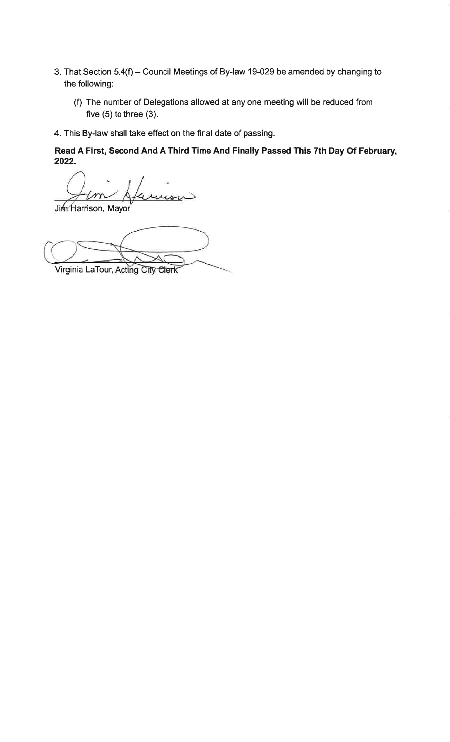3. That Section 5.4(f) – Council Meetings of By-law 19-029 be amended by changing to the following:

    (f) The number of Delegations allowed at any one meeting will be reduced from five (5) to three (3).

4. This By-law shall take effect on the final date of passing.

**Read A First, Second And A Third Time And Finally Passed This 7th Day Of February, 2022.**

Jim Harrison, Mayor

Virginia LaTour, Acting City Clerk